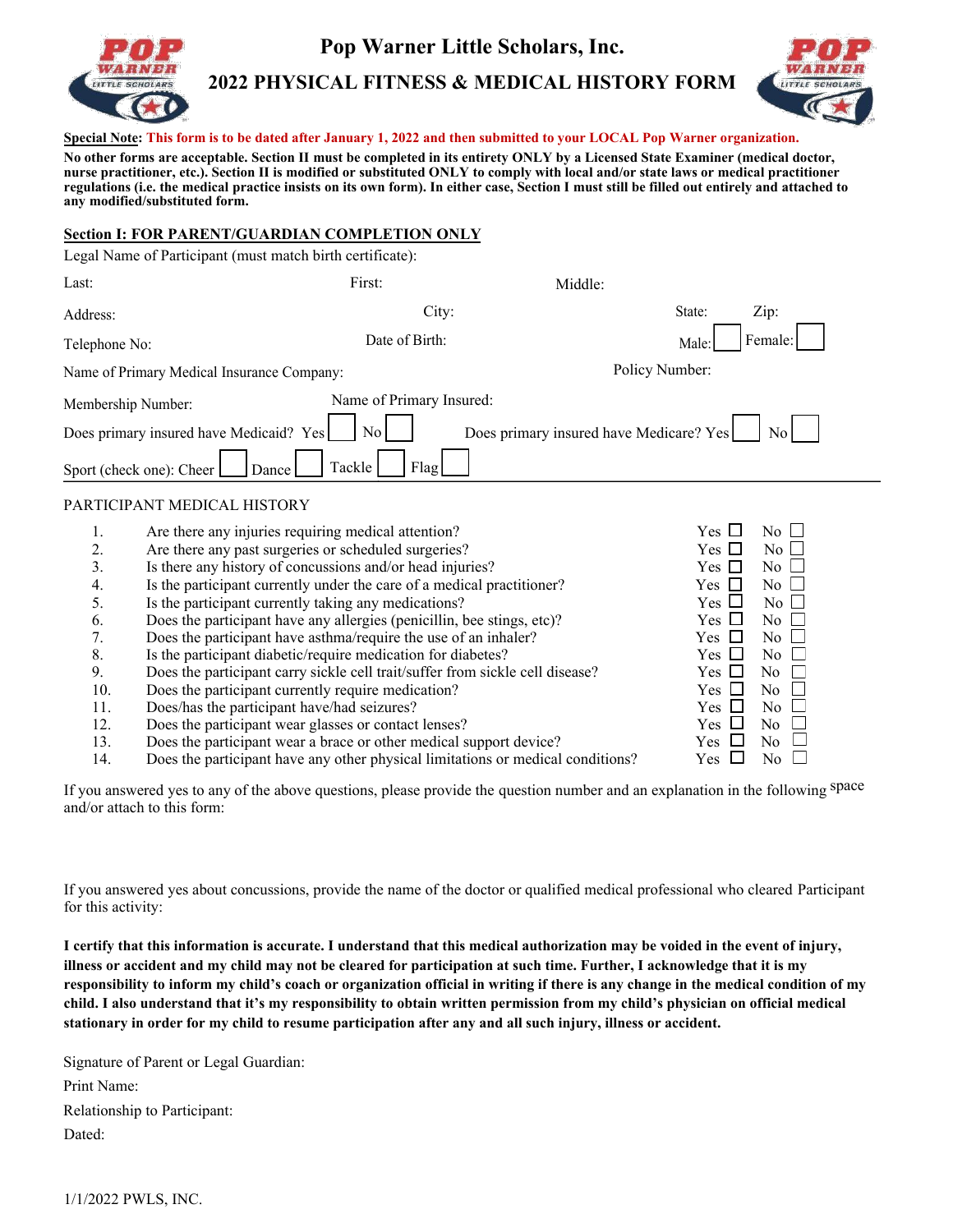# Pop Warner Little Scholars, Inc.

## 2022 PHYSICAL FITNESS & MEDICAL HISTORY FORM

**Special Note: This form is to be dated after January 1, 2022 and then submitted to your LOCAL Pop Warner organization.**

**No other forms are acceptable. Section II must be completed in its entirety ONLY by a Licensed State Examiner (medical doctor, nurse practitioner, etc.). Section II is modified or substituted ONLY to comply with local and/or state laws or medical practitioner regulations (i.e. the medical practice insists on its own form). In either case, Section I must still be filled out entirely and attached to any modified/substituted form.**

### Section I: FOR PARENT/GUARDIAN COMPLETION ONLY

Legal Name of Participant (must match birth certificate):

Last: First: Middle:

Address: City: State: Zip:

Telephone No: Date of Birth: Male: ☐ Female: ☐

Name of Primary Medical Insurance Company: Policy Number:

Membership Number: Name of Primary Insured:

Does primary insured have Medicaid? Yes ☐ No ☐ Does primary insured have Medicare? Yes ☐ No ☐

Sport (check one): Cheer ☐ Dance ☐ Tackle ☐ Flag ☐

PARTICIPANT MEDICAL HISTORY

| # | Question | Yes | No |
|---|---|---|---|
| 1. | Are there any injuries requiring medical attention? | ☐ | ☐ |
| 2. | Are there any past surgeries or scheduled surgeries? | ☐ | ☐ |
| 3. | Is there any history of concussions and/or head injuries? | ☐ | ☐ |
| 4. | Is the participant currently under the care of a medical practitioner? | ☐ | ☐ |
| 5. | Is the participant currently taking any medications? | ☐ | ☐ |
| 6. | Does the participant have any allergies (penicillin, bee stings, etc)? | ☐ | ☐ |
| 7. | Does the participant have asthma/require the use of an inhaler? | ☐ | ☐ |
| 8. | Is the participant diabetic/require medication for diabetes? | ☐ | ☐ |
| 9. | Does the participant carry sickle cell trait/suffer from sickle cell disease? | ☐ | ☐ |
| 10. | Does the participant currently require medication? | ☐ | ☐ |
| 11. | Does/has the participant have/had seizures? | ☐ | ☐ |
| 12. | Does the participant wear glasses or contact lenses? | ☐ | ☐ |
| 13. | Does the participant wear a brace or other medical support device? | ☐ | ☐ |
| 14. | Does the participant have any other physical limitations or medical conditions? | ☐ | ☐ |

If you answered yes to any of the above questions, please provide the question number and an explanation in the following space and/or attach to this form:

If you answered yes about concussions, provide the name of the doctor or qualified medical professional who cleared Participant for this activity:

**I certify that this information is accurate. I understand that this medical authorization may be voided in the event of injury, illness or accident and my child may not be cleared for participation at such time. Further, I acknowledge that it is my responsibility to inform my child's coach or organization official in writing if there is any change in the medical condition of my child. I also understand that it's my responsibility to obtain written permission from my child's physician on official medical stationary in order for my child to resume participation after any and all such injury, illness or accident.**

Signature of Parent or Legal Guardian:

Print Name:

Relationship to Participant:

Dated:

1/1/2022 PWLS, INC.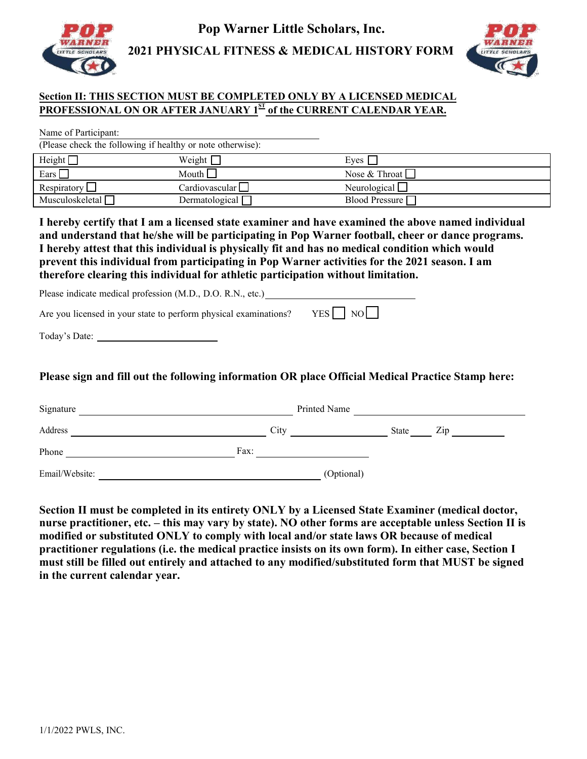# Pop Warner Little Scholars, Inc.

## 2021 PHYSICAL FITNESS & MEDICAL HISTORY FORM

**Section II: THIS SECTION MUST BE COMPLETED ONLY BY A LICENSED MEDICAL PROFESSIONAL ON OR AFTER JANUARY 1ST of the CURRENT CALENDAR YEAR.**

Name of Participant: ______________________________________

(Please check the following if healthy or note otherwise):

| | | |
|---|---|---|
| Height ☐ | Weight ☐ | Eyes ☐ |
| Ears ☐ | Mouth ☐ | Nose & Throat ☐ |
| Respiratory ☐ | Cardiovascular ☐ | Neurological ☐ |
| Musculoskeletal ☐ | Dermatological ☐ | Blood Pressure ☐ |

**I hereby certify that I am a licensed state examiner and have examined the above named individual and understand that he/she will be participating in Pop Warner football, cheer or dance programs. I hereby attest that this individual is physically fit and has no medical condition which would prevent this individual from participating in Pop Warner activities for the 2021 season. I am therefore clearing this individual for athletic participation without limitation.**

Please indicate medical profession (M.D., D.O. R.N., etc.) ______________________________

Are you licensed in your state to perform physical examinations? YES ☐ NO ☐

Today's Date: ________________________

**Please sign and fill out the following information OR place Official Medical Practice Stamp here:**

Signature ______________________________ Printed Name ______________________________

Address ______________________________ City ____________________ State _____ Zip __________

Phone ______________________________ Fax: ____________________

Email/Website: ______________________________ (Optional)

**Section II must be completed in its entirety ONLY by a Licensed State Examiner (medical doctor, nurse practitioner, etc. – this may vary by state). NO other forms are acceptable unless Section II is modified or substituted ONLY to comply with local and/or state laws OR because of medical practitioner regulations (i.e. the medical practice insists on its own form). In either case, Section I must still be filled out entirely and attached to any modified/substituted form that MUST be signed in the current calendar year.**

1/1/2022 PWLS, INC.